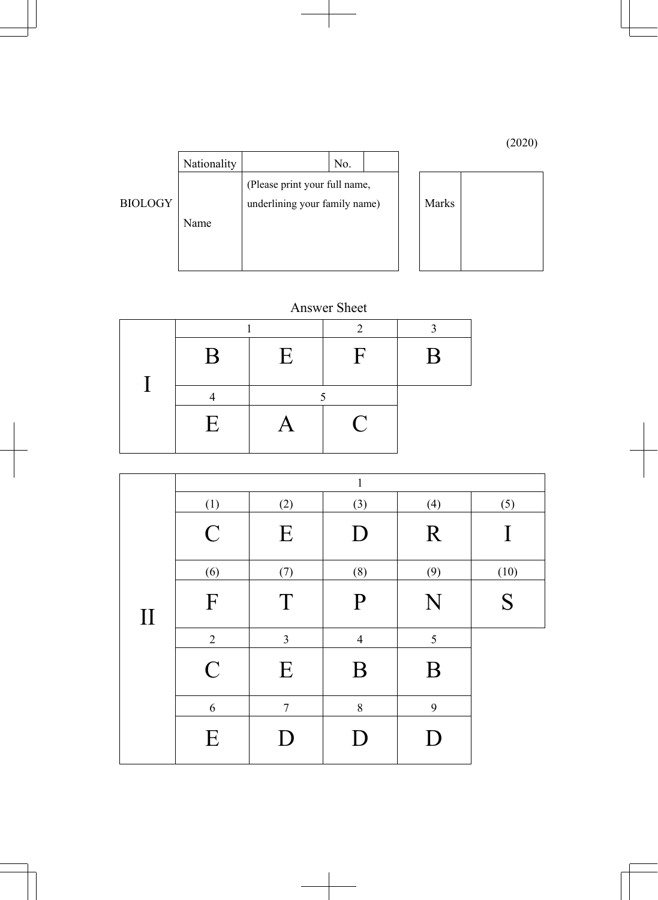(2020)

BIOLOGY

| Nationality | | No. | |
|---|---|---|---|
| Name | (Please print your full name, underlining your family name) | | |

| Marks | |
|---|---|

## Answer Sheet

**I**

| 1 | | 2 | 3 |
|---|---|---|---|
| B | E | F | B |

| 4 | 5 | |
|---|---|---|
| E | A | C |

**II**

| 1 | | | | |
|---|---|---|---|---|
| (1) | (2) | (3) | (4) | (5) |
| C | E | D | R | I |
| (6) | (7) | (8) | (9) | (10) |
| F | T | P | N | S |

| 2 | 3 | 4 | 5 |
|---|---|---|---|
| C | E | B | B |

| 6 | 7 | 8 | 9 |
|---|---|---|---|
| E | D | D | D |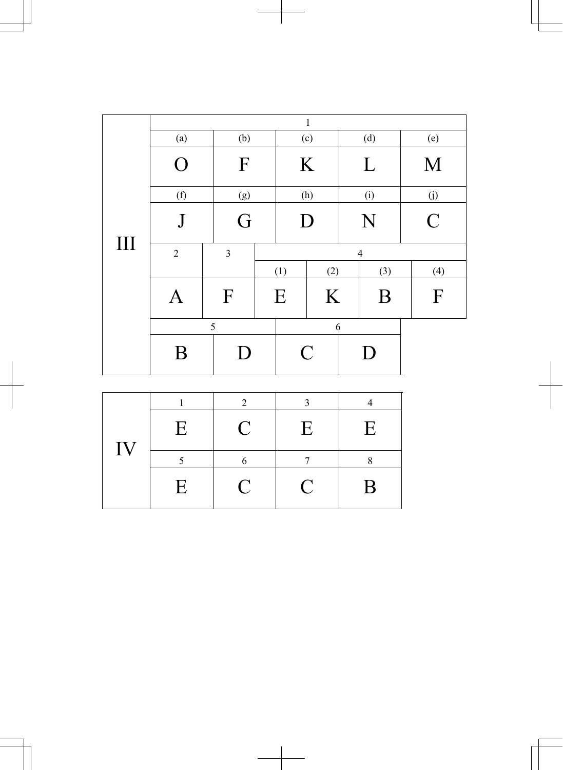| III | 1 | | | | |
|---|---|---|---|---|---|
| | (a) | (b) | (c) | (d) | (e) |
| | O | F | K | L | M |
| | (f) | (g) | (h) | (i) | (j) |
| | J | G | D | N | C |

| III | 2 | 3 | 4 (1) | 4 (2) | 4 (3) | 4 (4) |
|---|---|---|---|---|---|---|
| | A | F | E | K | B | F |

| III | 5 | | 6 | |
|---|---|---|---|---|
| | B | D | C | D |

| IV | 1 | 2 | 3 | 4 |
|---|---|---|---|---|
| | E | C | E | E |
| | 5 | 6 | 7 | 8 |
| | E | C | C | B |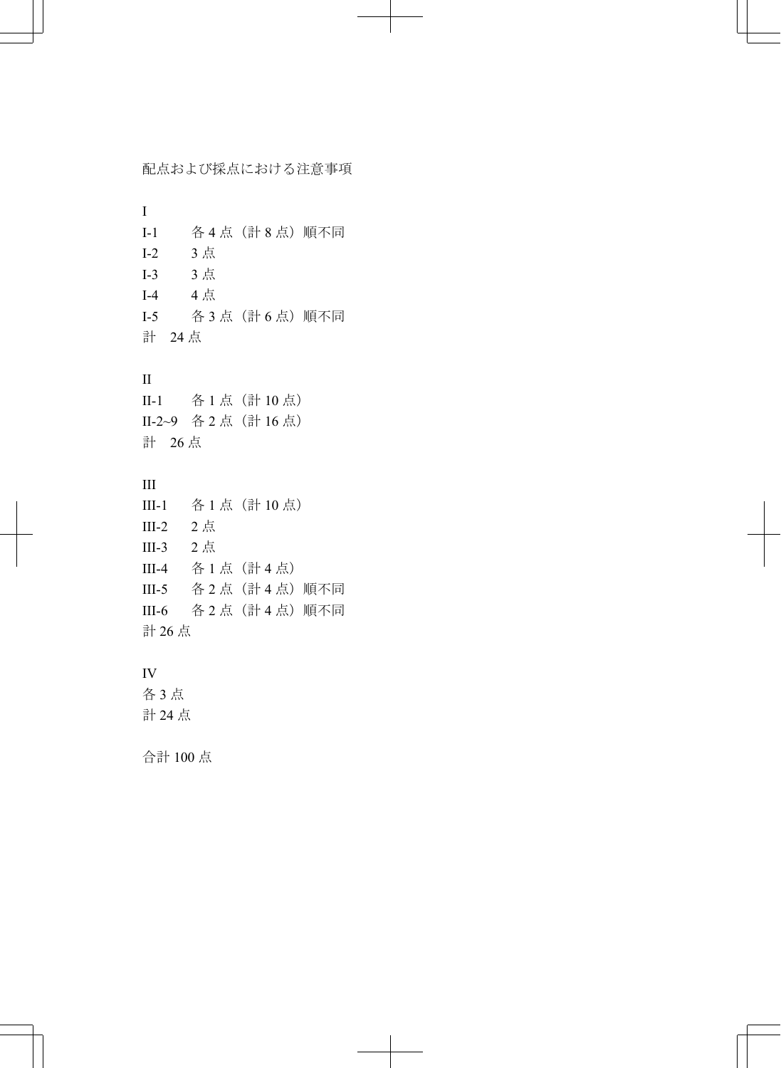配点および採点における注意事項

I

I-1　　各 4 点（計 8 点）順不同

I-2　　3 点

I-3　　3 点

I-4　　4 点

I-5　　各 3 点（計 6 点）順不同

計　24 点

II

II-1　　各 1 点（計 10 点）

II-2~9　各 2 点（計 16 点）

計　26 点

III

III-1　　各 1 点（計 10 点）

III-2　　2 点

III-3　　2 点

III-4　　各 1 点（計 4 点）

III-5　　各 2 点（計 4 点）順不同

III-6　　各 2 点（計 4 点）順不同

計 26 点

IV

各 3 点

計 24 点

合計 100 点